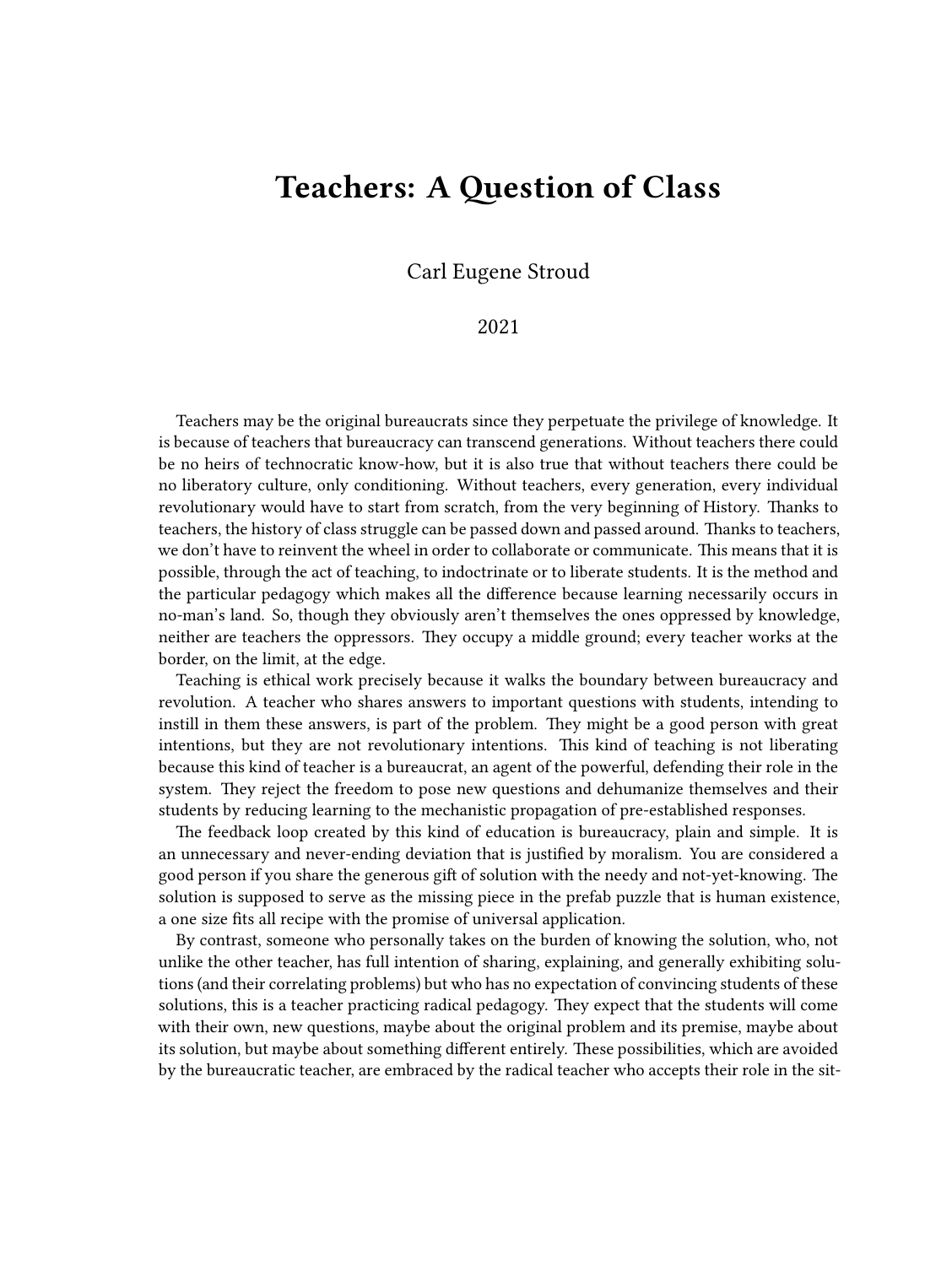# Teachers: A Question of Class

Carl Eugene Stroud

2021

Teachers may be the original bureaucrats since they perpetuate the privilege of knowledge. It is because of teachers that bureaucracy can transcend generations. Without teachers there could be no heirs of technocratic know-how, but it is also true that without teachers there could be no liberatory culture, only conditioning. Without teachers, every generation, every individual revolutionary would have to start from scratch, from the very beginning of History. Thanks to teachers, the history of class struggle can be passed down and passed around. Thanks to teachers, we don't have to reinvent the wheel in order to collaborate or communicate. This means that it is possible, through the act of teaching, to indoctrinate or to liberate students. It is the method and the particular pedagogy which makes all the difference because learning necessarily occurs in no-man's land. So, though they obviously aren't themselves the ones oppressed by knowledge, neither are teachers the oppressors. They occupy a middle ground; every teacher works at the border, on the limit, at the edge.

Teaching is ethical work precisely because it walks the boundary between bureaucracy and revolution. A teacher who shares answers to important questions with students, intending to instill in them these answers, is part of the problem. They might be a good person with great intentions, but they are not revolutionary intentions. This kind of teaching is not liberating because this kind of teacher is a bureaucrat, an agent of the powerful, defending their role in the system. They reject the freedom to pose new questions and dehumanize themselves and their students by reducing learning to the mechanistic propagation of pre-established responses.

The feedback loop created by this kind of education is bureaucracy, plain and simple. It is an unnecessary and never-ending deviation that is justified by moralism. You are considered a good person if you share the generous gift of solution with the needy and not-yet-knowing. The solution is supposed to serve as the missing piece in the prefab puzzle that is human existence, a one size fits all recipe with the promise of universal application.

By contrast, someone who personally takes on the burden of knowing the solution, who, not unlike the other teacher, has full intention of sharing, explaining, and generally exhibiting solutions (and their correlating problems) but who has no expectation of convincing students of these solutions, this is a teacher practicing radical pedagogy. They expect that the students will come with their own, new questions, maybe about the original problem and its premise, maybe about its solution, but maybe about something different entirely. These possibilities, which are avoided by the bureaucratic teacher, are embraced by the radical teacher who accepts their role in the sit-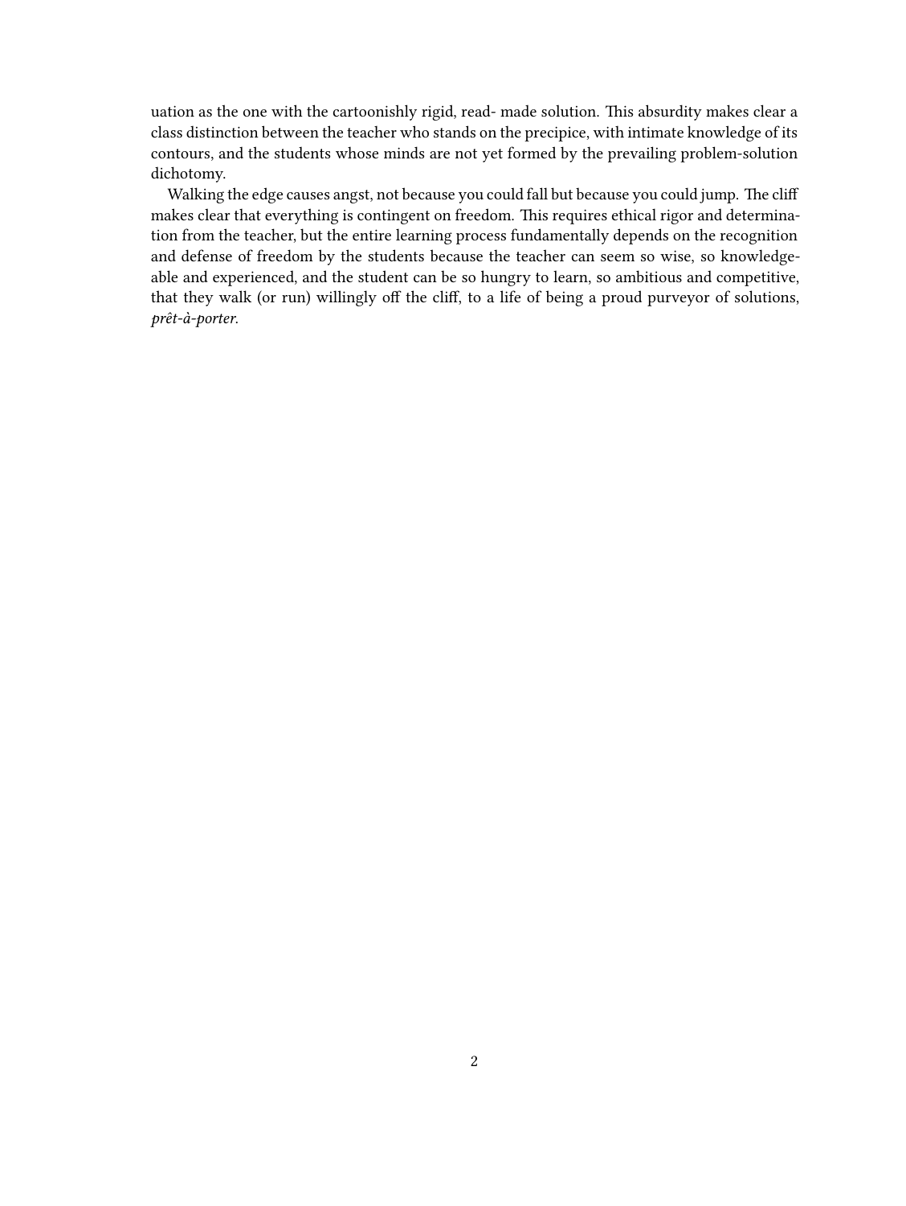uation as the one with the cartoonishly rigid, read- made solution. This absurdity makes clear a class distinction between the teacher who stands on the precipice, with intimate knowledge of its contours, and the students whose minds are not yet formed by the prevailing problem-solution dichotomy.

Walking the edge causes angst, not because you could fall but because you could jump. The cliff makes clear that everything is contingent on freedom. This requires ethical rigor and determination from the teacher, but the entire learning process fundamentally depends on the recognition and defense of freedom by the students because the teacher can seem so wise, so knowledgeable and experienced, and the student can be so hungry to learn, so ambitious and competitive, that they walk (or run) willingly off the cliff, to a life of being a proud purveyor of solutions, *prêt-à-porter*.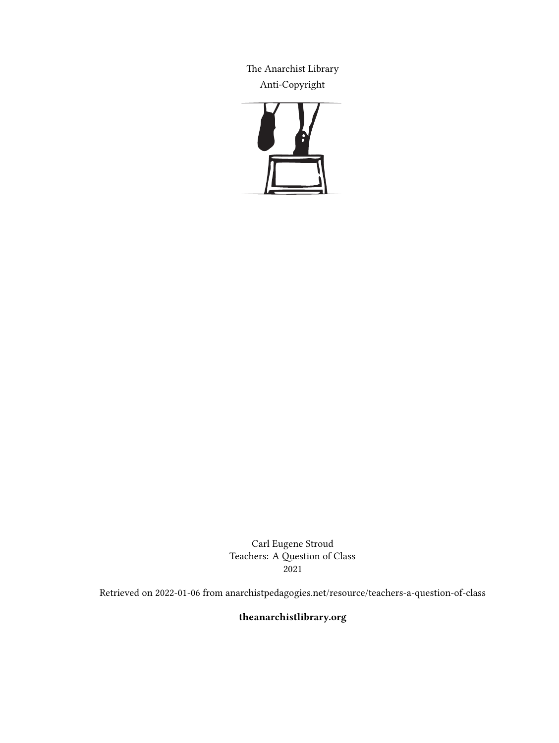The Anarchist Library
Anti-Copyright

Carl Eugene Stroud
Teachers: A Question of Class
2021

Retrieved on 2022-01-06 from anarchistpedagogies.net/resource/teachers-a-question-of-class

**theanarchistlibrary.org**